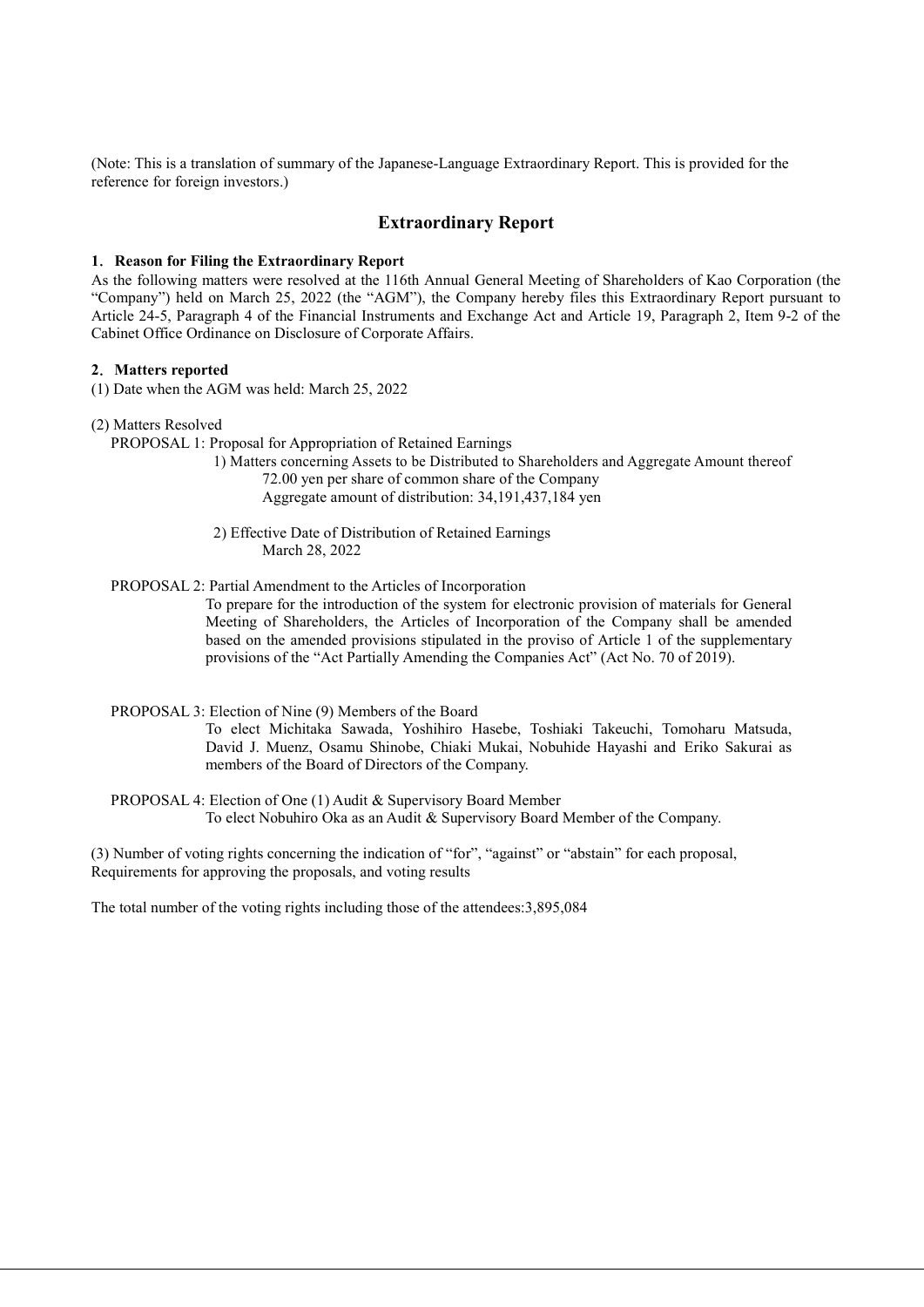(Note: This is a translation of summary of the Japanese-Language Extraordinary Report. This is provided for the reference for foreign investors.)

# Extraordinary Report

## 1. Reason for Filing the Extraordinary Report

As the following matters were resolved at the 116th Annual General Meeting of Shareholders of Kao Corporation (the "Company") held on March 25, 2022 (the "AGM"), the Company hereby files this Extraordinary Report pursuant to Article 24-5, Paragraph 4 of the Financial Instruments and Exchange Act and Article 19, Paragraph 2, Item 9-2 of the Cabinet Office Ordinance on Disclosure of Corporate Affairs.

## 2. Matters reported

(1) Date when the AGM was held: March 25, 2022

(2) Matters Resolved

PROPOSAL 1: Proposal for Appropriation of Retained Earnings

1) Matters concerning Assets to be Distributed to Shareholders and Aggregate Amount thereof
72.00 yen per share of common share of the Company
Aggregate amount of distribution: 34,191,437,184 yen

2) Effective Date of Distribution of Retained Earnings
March 28, 2022

PROPOSAL 2: Partial Amendment to the Articles of Incorporation

To prepare for the introduction of the system for electronic provision of materials for General Meeting of Shareholders, the Articles of Incorporation of the Company shall be amended based on the amended provisions stipulated in the proviso of Article 1 of the supplementary provisions of the "Act Partially Amending the Companies Act" (Act No. 70 of 2019).

PROPOSAL 3: Election of Nine (9) Members of the Board

To elect Michitaka Sawada, Yoshihiro Hasebe, Toshiaki Takeuchi, Tomoharu Matsuda, David J. Muenz, Osamu Shinobe, Chiaki Mukai, Nobuhide Hayashi and Eriko Sakurai as members of the Board of Directors of the Company.

PROPOSAL 4: Election of One (1) Audit & Supervisory Board Member

To elect Nobuhiro Oka as an Audit & Supervisory Board Member of the Company.

(3) Number of voting rights concerning the indication of "for", "against" or "abstain" for each proposal, Requirements for approving the proposals, and voting results

The total number of the voting rights including those of the attendees:3,895,084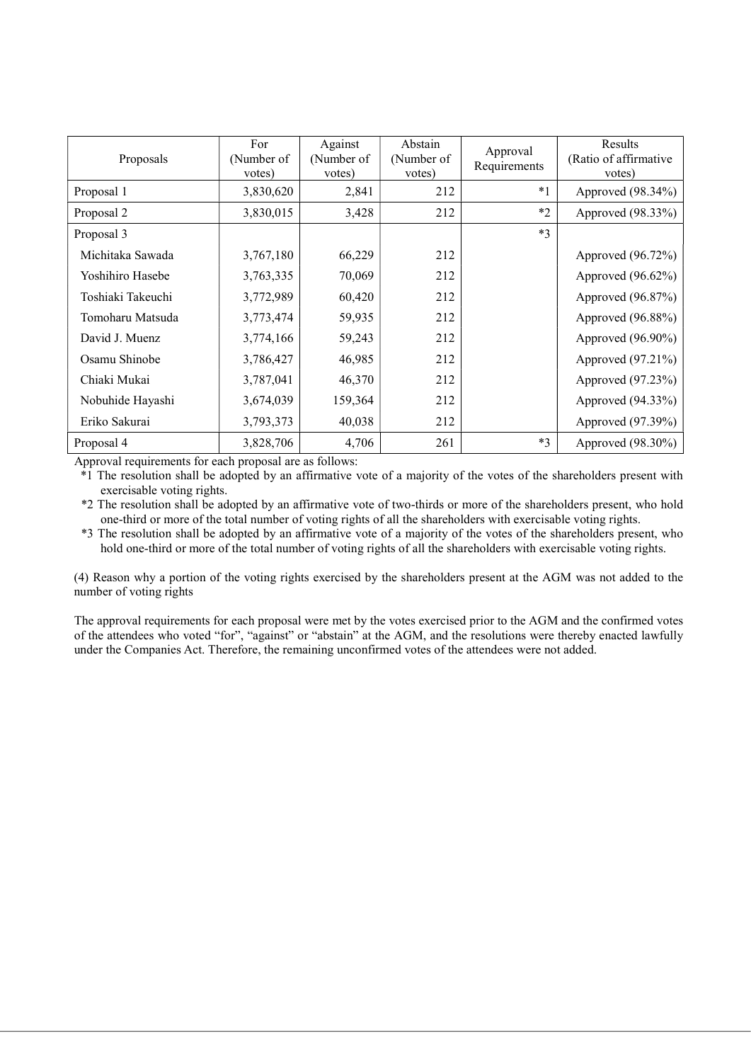| Proposals | For (Number of votes) | Against (Number of votes) | Abstain (Number of votes) | Approval Requirements | Results (Ratio of affirmative votes) |
|---|---|---|---|---|---|
| Proposal 1 | 3,830,620 | 2,841 | 212 | *1 | Approved (98.34%) |
| Proposal 2 | 3,830,015 | 3,428 | 212 | *2 | Approved (98.33%) |
| Proposal 3 | | | | *3 | |
| Michitaka Sawada | 3,767,180 | 66,229 | 212 | | Approved (96.72%) |
| Yoshihiro Hasebe | 3,763,335 | 70,069 | 212 | | Approved (96.62%) |
| Toshiaki Takeuchi | 3,772,989 | 60,420 | 212 | | Approved (96.87%) |
| Tomoharu Matsuda | 3,773,474 | 59,935 | 212 | | Approved (96.88%) |
| David J. Muenz | 3,774,166 | 59,243 | 212 | | Approved (96.90%) |
| Osamu Shinobe | 3,786,427 | 46,985 | 212 | | Approved (97.21%) |
| Chiaki Mukai | 3,787,041 | 46,370 | 212 | | Approved (97.23%) |
| Nobuhide Hayashi | 3,674,039 | 159,364 | 212 | | Approved (94.33%) |
| Eriko Sakurai | 3,793,373 | 40,038 | 212 | | Approved (97.39%) |
| Proposal 4 | 3,828,706 | 4,706 | 261 | *3 | Approved (98.30%) |

Approval requirements for each proposal are as follows:

*1 The resolution shall be adopted by an affirmative vote of a majority of the votes of the shareholders present with exercisable voting rights.

*2 The resolution shall be adopted by an affirmative vote of two-thirds or more of the shareholders present, who hold one-third or more of the total number of voting rights of all the shareholders with exercisable voting rights.

*3 The resolution shall be adopted by an affirmative vote of a majority of the votes of the shareholders present, who hold one-third or more of the total number of voting rights of all the shareholders with exercisable voting rights.

(4) Reason why a portion of the voting rights exercised by the shareholders present at the AGM was not added to the number of voting rights

The approval requirements for each proposal were met by the votes exercised prior to the AGM and the confirmed votes of the attendees who voted "for", "against" or "abstain" at the AGM, and the resolutions were thereby enacted lawfully under the Companies Act. Therefore, the remaining unconfirmed votes of the attendees were not added.